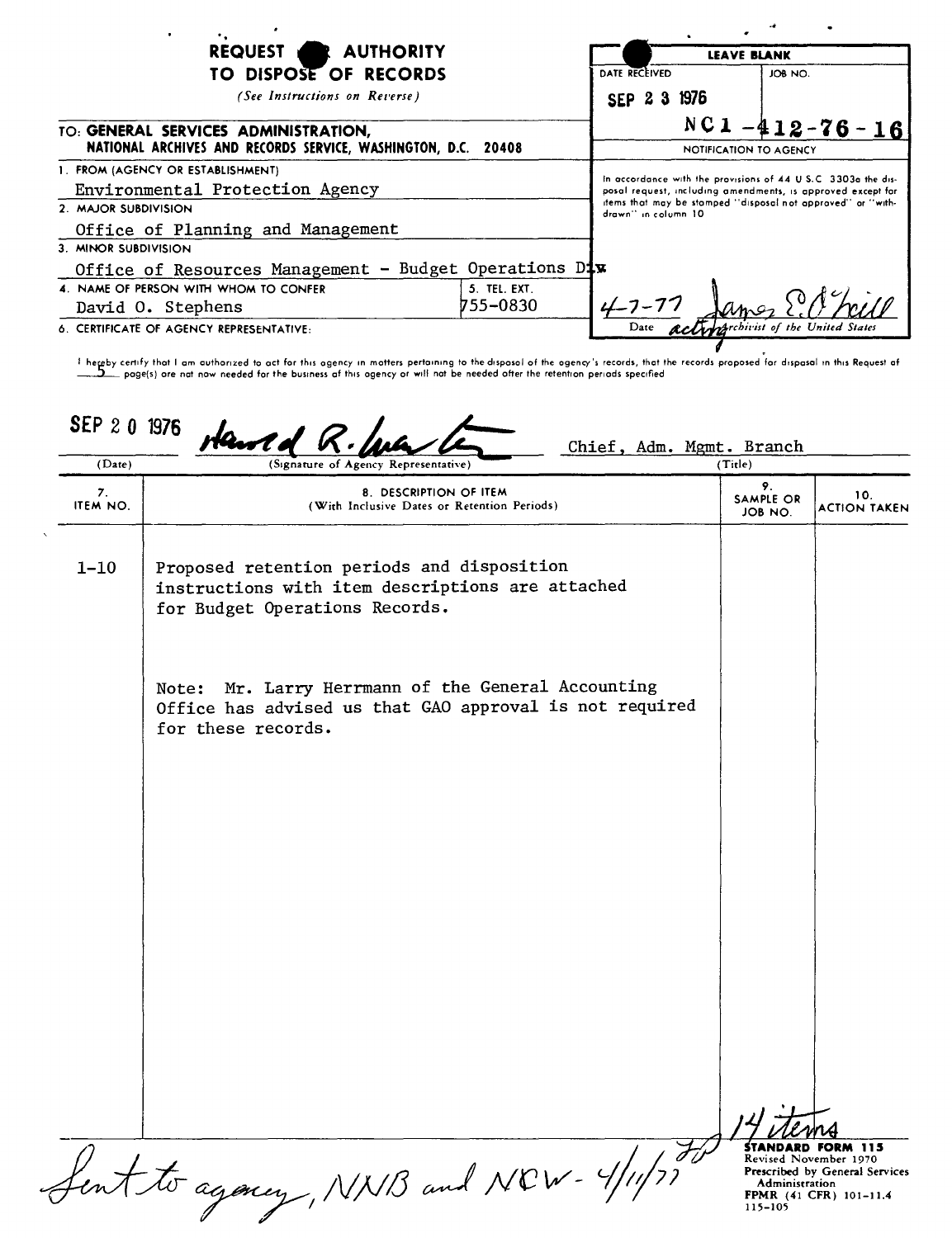# REQUEST FOR AUTHORITY TO DISPOSE OF RECORDS

*(See Instructions on Reverse)*

**TO: GENERAL SERVICES ADMINISTRATION, NATIONAL ARCHIVES AND RECORDS SERVICE, WASHINGTON, D.C. 20408**

| LEAVE BLANK | |
|---|---|
| DATE RECEIVED: SEP 23 1976 | JOB NO.: NC1 - 412-76 - 16 |

**NOTIFICATION TO AGENCY**

In accordance with the provisions of 44 U.S.C. 3303a the disposal request, including amendments, is approved except for items that may be stamped "disposal not approved" or "withdrawn" in column 10

Date: 4-7-77 — James E. O'Neill, acting Archivist of the United States

1. FROM (AGENCY OR ESTABLISHMENT): Environmental Protection Agency
2. MAJOR SUBDIVISION: Office of Planning and Management
3. MINOR SUBDIVISION: Office of Resources Management - Budget Operations Div
4. NAME OF PERSON WITH WHOM TO CONFER: David O. Stephens
5. TEL. EXT.: 755-0830
6. CERTIFICATE OF AGENCY REPRESENTATIVE:

I hereby certify that I am authorized to act for this agency in matters pertaining to the disposal of the agency's records, that the records proposed for disposal in this Request of 5 page(s) are not now needed for the business of this agency or will not be needed after the retention periods specified.

| (Date) | (Signature of Agency Representative) | (Title) |
|---|---|---|
| SEP 20 1976 | Harold R. Walter | Chief, Adm. Mgmt. Branch |

| 7. ITEM NO. | 8. DESCRIPTION OF ITEM (With Inclusive Dates or Retention Periods) | 9. SAMPLE OR JOB NO. | 10. ACTION TAKEN |
|---|---|---|---|
| 1-10 | Proposed retention periods and disposition instructions with item descriptions are attached for Budget Operations Records.<br><br>Note: Mr. Larry Herrmann of the General Accounting Office has advised us that GAO approval is not required for these records. | | |

14 items

Sent to agency, NNB and NCW - 4/11/77

STANDARD FORM 115
Revised November 1970
Prescribed by General Services Administration
FPMR (41 CFR) 101-11.4
115-105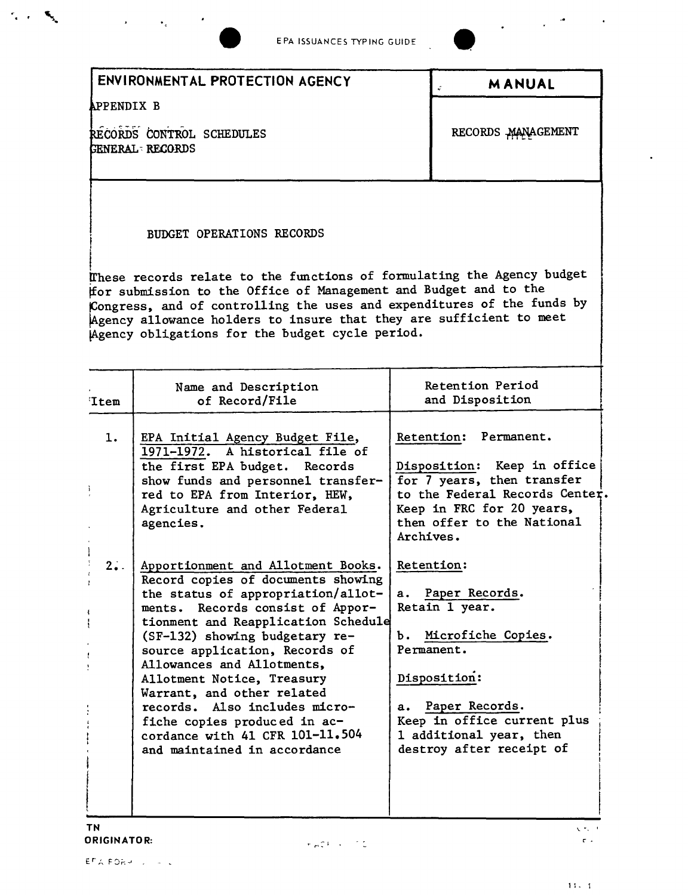ENVIRONMENTAL PROTECTION AGENCY | MANUAL

APPENDIX B

RECORDS CONTROL SCHEDULES
GENERAL RECORDS

RECORDS MANAGEMENT

## BUDGET OPERATIONS RECORDS

These records relate to the functions of formulating the Agency budget for submission to the Office of Management and Budget and to the Congress, and of controlling the uses and expenditures of the funds by Agency allowance holders to insure that they are sufficient to meet Agency obligations for the budget cycle period.

| Item | Name and Description of Record/File | Retention Period and Disposition |
|---|---|---|
| 1. | EPA Initial Agency Budget File, 1971-1972. A historical file of the first EPA budget. Records show funds and personnel transferred to EPA from Interior, HEW, Agriculture and other Federal agencies. | Retention: Permanent.<br><br>Disposition: Keep in office for 7 years, then transfer to the Federal Records Center. Keep in FRC for 20 years, then offer to the National Archives. |
| 2. | Apportionment and Allotment Books. Record copies of documents showing the status of appropriation/allotments. Records consist of Apportionment and Reapplication Schedule (SF-132) showing budgetary resource application, Records of Allowances and Allotments, Allotment Notice, Treasury Warrant, and other related records. Also includes microfiche copies produced in accordance with 41 CFR 101-11.504 and maintained in accordance | Retention:<br><br>a. Paper Records. Retain 1 year.<br><br>b. Microfiche Copies. Permanent.<br><br>Disposition:<br><br>a. Paper Records. Keep in office current plus 1 additional year, then destroy after receipt of |

TN
ORIGINATOR: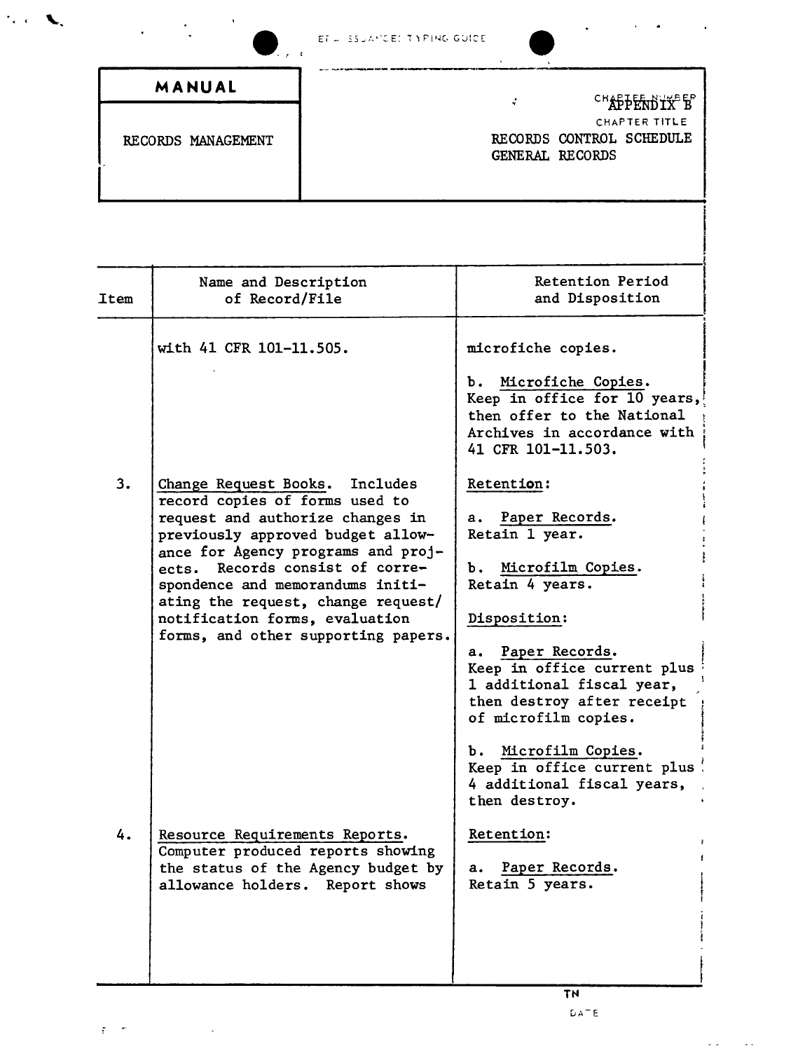| MANUAL | |
|---|---|
| RECORDS MANAGEMENT | APPENDIX B<br>CHAPTER TITLE<br>RECORDS CONTROL SCHEDULE<br>GENERAL RECORDS |

| Item | Name and Description of Record/File | Retention Period and Disposition |
|---|---|---|
| | with 41 CFR 101-11.505. | microfiche copies.<br><br>b. Microfiche Copies. Keep in office for 10 years, then offer to the National Archives in accordance with 41 CFR 101-11.503. |
| 3. | Change Request Books. Includes record copies of forms used to request and authorize changes in previously approved budget allowance for Agency programs and projects. Records consist of correspondence and memorandums initiating the request, change request/notification forms, evaluation forms, and other supporting papers. | Retention:<br><br>a. Paper Records. Retain 1 year.<br><br>b. Microfilm Copies. Retain 4 years.<br><br>Disposition:<br><br>a. Paper Records. Keep in office current plus 1 additional fiscal year, then destroy after receipt of microfilm copies.<br><br>b. Microfilm Copies. Keep in office current plus 4 additional fiscal years, then destroy. |
| 4. | Resource Requirements Reports. Computer produced reports showing the status of the Agency budget by allowance holders. Report shows | Retention:<br><br>a. Paper Records. Retain 5 years. |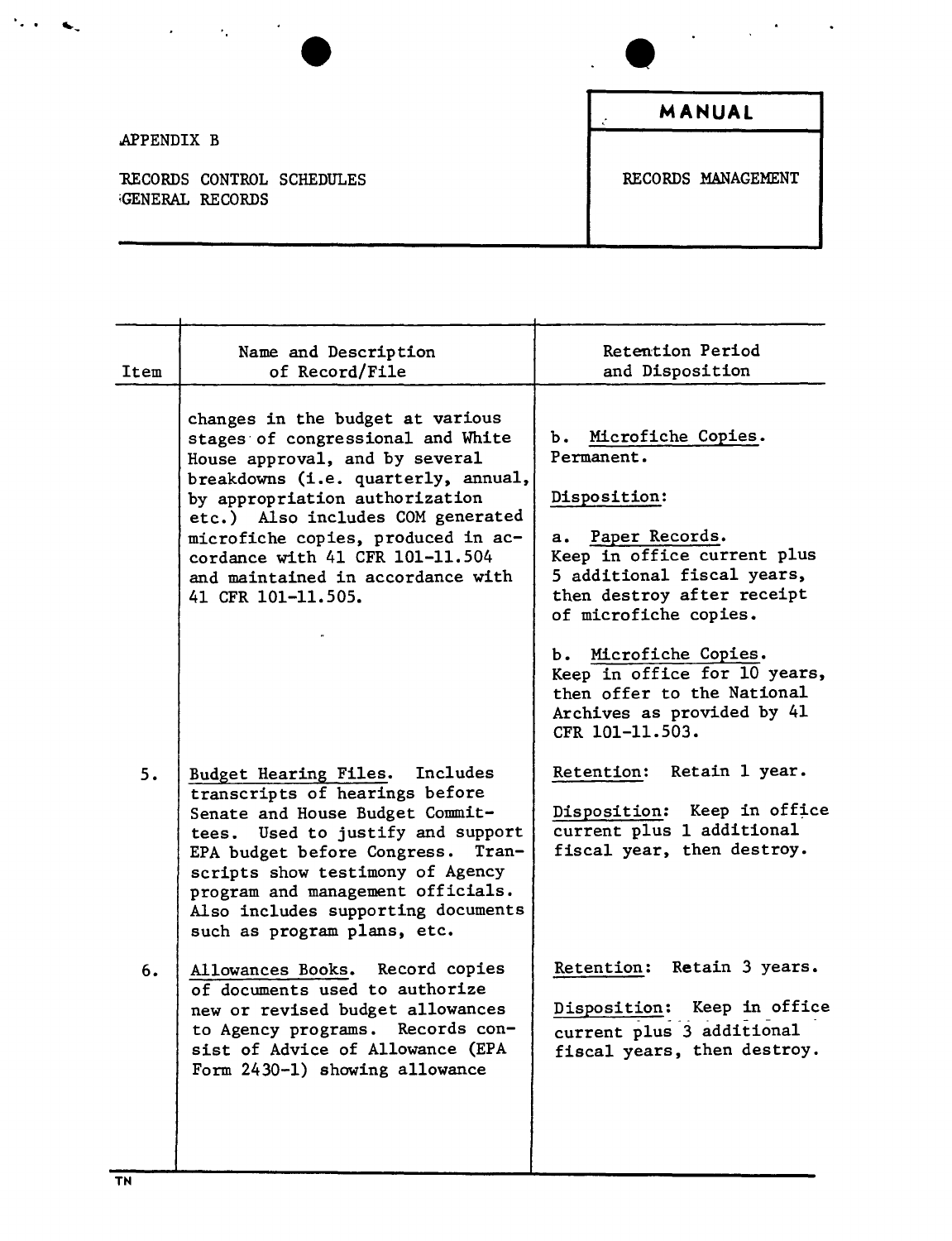APPENDIX B

RECORDS CONTROL SCHEDULES
GENERAL RECORDS

| MANUAL |
| --- |
| RECORDS MANAGEMENT |

| Item | Name and Description of Record/File | Retention Period and Disposition |
| --- | --- | --- |
| | changes in the budget at various stages of congressional and White House approval, and by several breakdowns (i.e. quarterly, annual, by appropriation authorization etc.) Also includes COM generated microfiche copies, produced in accordance with 41 CFR 101-11.504 and maintained in accordance with 41 CFR 101-11.505. | b. Microfiche Copies. Permanent.<br><br>Disposition:<br><br>a. Paper Records. Keep in office current plus 5 additional fiscal years, then destroy after receipt of microfiche copies.<br><br>b. Microfiche Copies. Keep in office for 10 years, then offer to the National Archives as provided by 41 CFR 101-11.503. |
| 5. | Budget Hearing Files. Includes transcripts of hearings before Senate and House Budget Committees. Used to justify and support EPA budget before Congress. Transcripts show testimony of Agency program and management officials. Also includes supporting documents such as program plans, etc. | Retention: Retain 1 year.<br><br>Disposition: Keep in office current plus 1 additional fiscal year, then destroy. |
| 6. | Allowances Books. Record copies of documents used to authorize new or revised budget allowances to Agency programs. Records consist of Advice of Allowance (EPA Form 2430-1) showing allowance | Retention: Retain 3 years.<br><br>Disposition: Keep in office current plus 3 additional fiscal years, then destroy. |

TN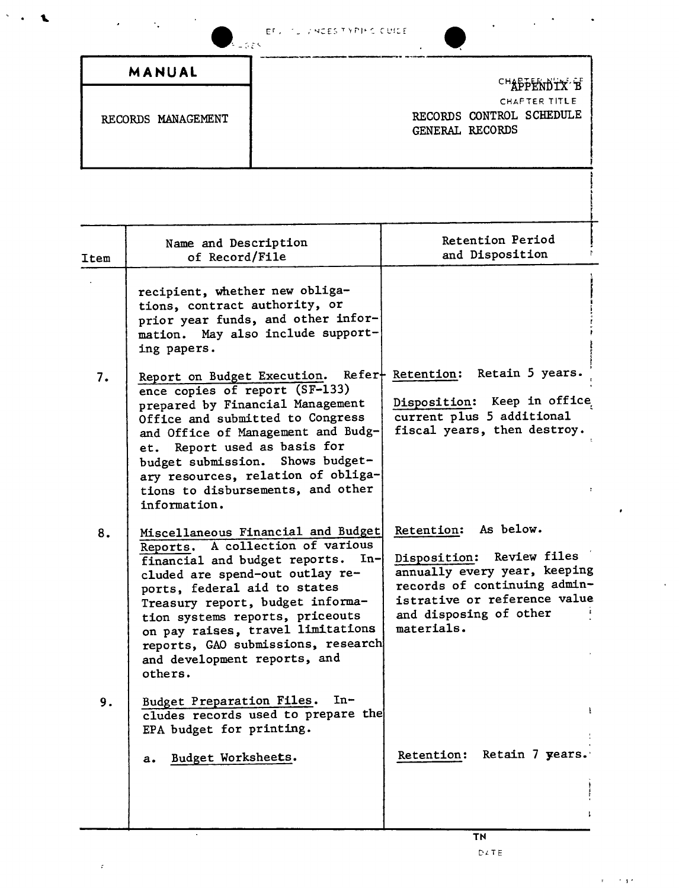| MANUAL | CHAPTER NO. APPENDIX B |
|---|---|
| RECORDS MANAGEMENT | CHAPTER TITLE<br>RECORDS CONTROL SCHEDULE<br>GENERAL RECORDS |

| Item | Name and Description of Record/File | Retention Period and Disposition |
|---|---|---|
| | recipient, whether new obligations, contract authority, or prior year funds, and other information. May also include supporting papers. | |
| 7. | Report on Budget Execution. Reference copies of report (SF-133) prepared by Financial Management Office and submitted to Congress and Office of Management and Budget. Report used as basis for budget submission. Shows budgetary resources, relation of obligations to disbursements, and other information. | Retention: Retain 5 years.<br><br>Disposition: Keep in office current plus 5 additional fiscal years, then destroy. |
| 8. | Miscellaneous Financial and Budget Reports. A collection of various financial and budget reports. Included are spend-out outlay reports, federal aid to states Treasury report, budget information systems reports, priceouts on pay raises, travel limitations reports, GAO submissions, research and development reports, and others. | Retention: As below.<br><br>Disposition: Review files annually every year, keeping records of continuing administrative or reference value and disposing of other materials. |
| 9. | Budget Preparation Files. Includes records used to prepare the EPA budget for printing. | |
| | a. Budget Worksheets. | Retention: Retain 7 years. |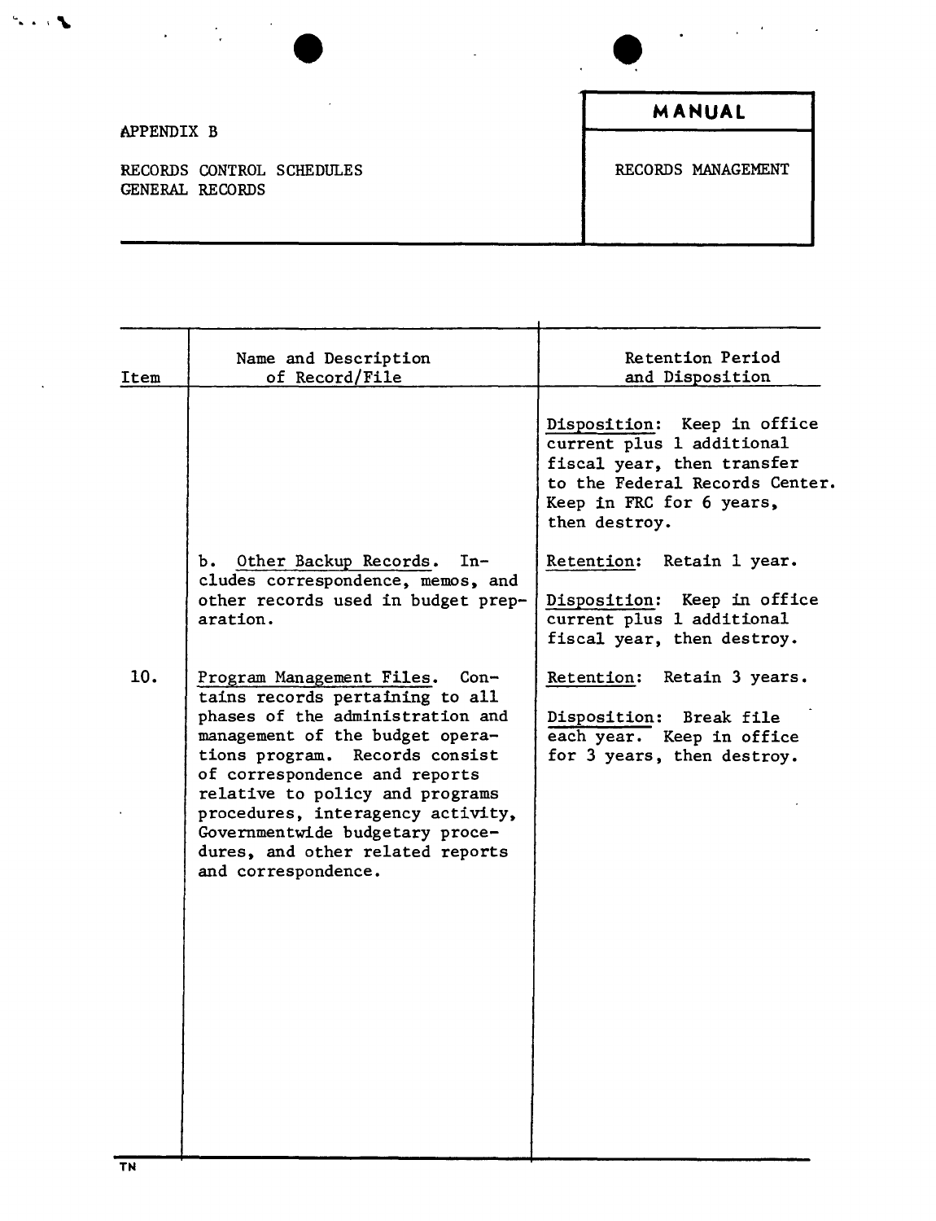APPENDIX B

RECORDS CONTROL SCHEDULES
GENERAL RECORDS

**MANUAL**

RECORDS MANAGEMENT

| Item | Name and Description of Record/File | Retention Period and Disposition |
|---|---|---|
| | | Disposition: Keep in office current plus 1 additional fiscal year, then transfer to the Federal Records Center. Keep in FRC for 6 years, then destroy. |
| | b. Other Backup Records. Includes correspondence, memos, and other records used in budget preparation. | Retention: Retain 1 year.<br><br>Disposition: Keep in office current plus 1 additional fiscal year, then destroy. |
| 10. | Program Management Files. Contains records pertaining to all phases of the administration and management of the budget operations program. Records consist of correspondence and reports relative to policy and programs procedures, interagency activity, Governmentwide budgetary procedures, and other related reports and correspondence. | Retention: Retain 3 years.<br><br>Disposition: Break file each year. Keep in office for 3 years, then destroy. |

TN